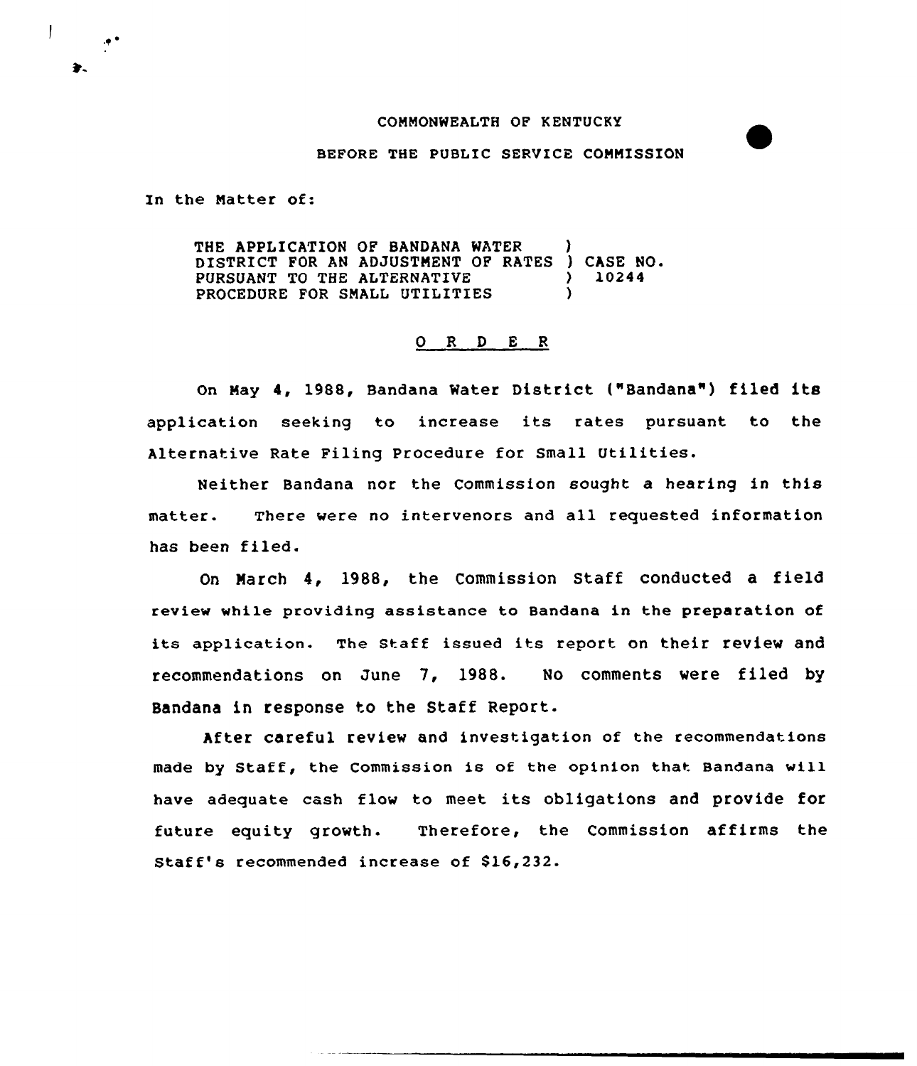COMMONWEALTH OF KENTUCKY

BEFORE THE PUBLIC SERVICE COMMISSION

In the Matter of:

THE APPLICATION OF BANDANA WATER DISTRICT FOR AN ADJUSTMENT OF RATES PURSUANT TO THE ALTERNATIVE PROCEDURE FOR SMALL UTILITIES ) CASE NO. 10244

## O R D E R

On May 4, 1988, Bandana Water District ("Bandana") filed its application seeking to increase its rates pursuant to the Alternative Rate Filing Procedure for Small Utilities.

Neither Bandana nor the Commission sought a hearing in this matter. There were no intervenors and all requested information has been filed.

On March 4, 1988, the Commission Staff conducted a field review while providing assistance to Bandana in the preparation of its application. The Staff issued its report on their review and recommendations on June 7, 1988. No comments were filed by Bandana in response to the Staff Report.

After careful review and investigation of the recommendations made by Staff, the Commission is of the opinion that Bandana will have adequate cash flow to meet its obligations and provide for future equity growth. Therefore, the Commission affirms the Staff's recommended increase of $16,232.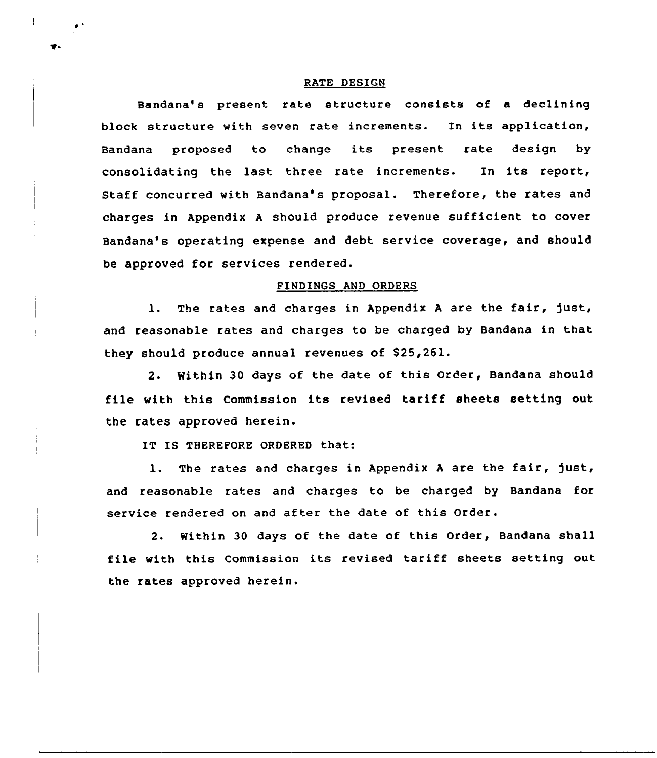## RATE DESIGN

Bandana's present rate structure consists of a declining block structure with seven rate increments. In its application, Bandana proposed to change its present rate design by consolidating the last three rate increments. In its report, Staff concurred with Bandana's proposal. Therefore, the rates and charges in Appendix A should produce revenue sufficient to cover Bandana's operating expense and debt service coverage, and should be approved for services rendered.

## FINDINGS AND ORDERS

1. The rates and charges in Appendix A are the fair, just, and reasonable rates and charges to be charged by Bandana in that they should produce annual revenues of $25,261.

2. Within 30 days of the date of this Order, Bandana should file with this Commission its revised tariff sheets setting out the rates approved herein.

IT IS THEREFORE ORDERED that:

1. The rates and charges in Appendix A are the fair, just, and reasonable rates and charges to be charged by Bandana for service rendered on and after the date of this Order.

2. Within 30 days of the date of this Order, Bandana shall file with this Commission its revised tariff sheets setting out the rates approved herein.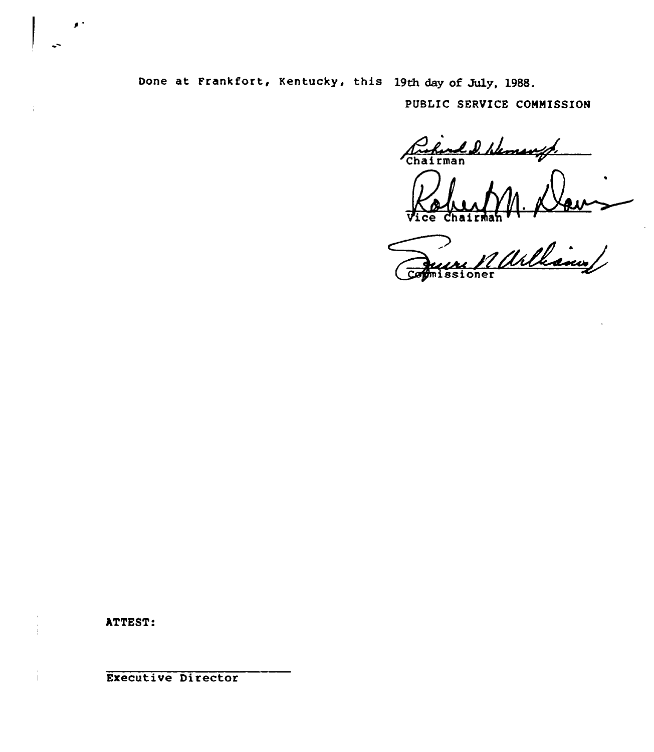Done at Frankfort, Kentucky, this 19th day of July, 1988.

PUBLIC SERVICE COMMISSION

Chairman

Vice Chairman

Commissioner

ATTEST:

Executive Director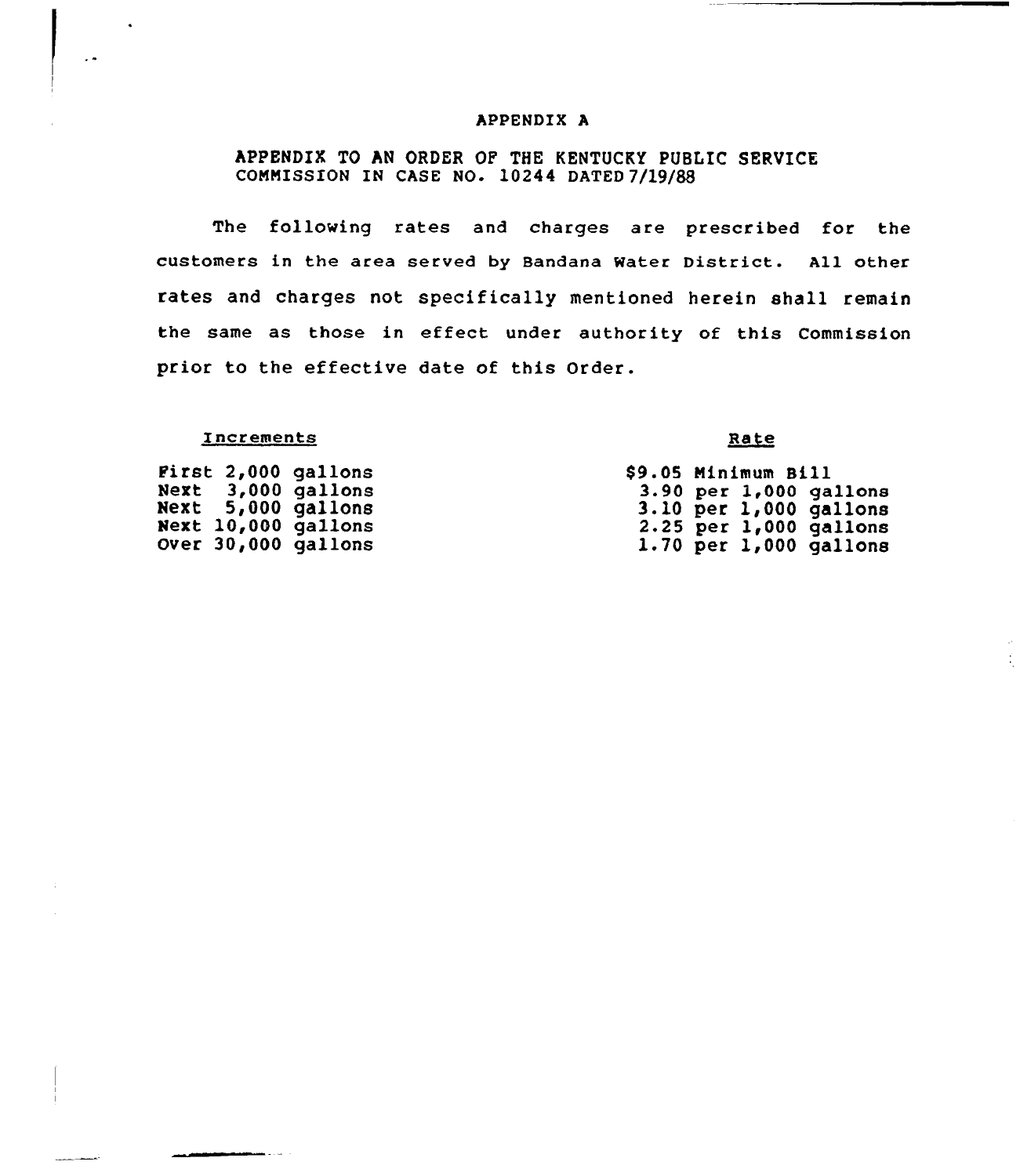# APPENDIX A

APPENDIX TO AN ORDER OF THE KENTUCKY PUBLIC SERVICE COMMISSION IN CASE NO. 10244 DATED 7/19/88

The following rates and charges are prescribed for the customers in the area served by Bandana Water District. All other rates and charges not specifically mentioned herein shall remain the same as those in effect under authority of this Commission prior to the effective date of this Order.

| Increments | Rate |
|---|---|
| First 2,000 gallons | $9.05 Minimum Bill |
| Next 3,000 gallons | 3.90 per 1,000 gallons |
| Next 5,000 gallons | 3.10 per 1,000 gallons |
| Next 10,000 gallons | 2.25 per 1,000 gallons |
| Over 30,000 gallons | 1.70 per 1,000 gallons |